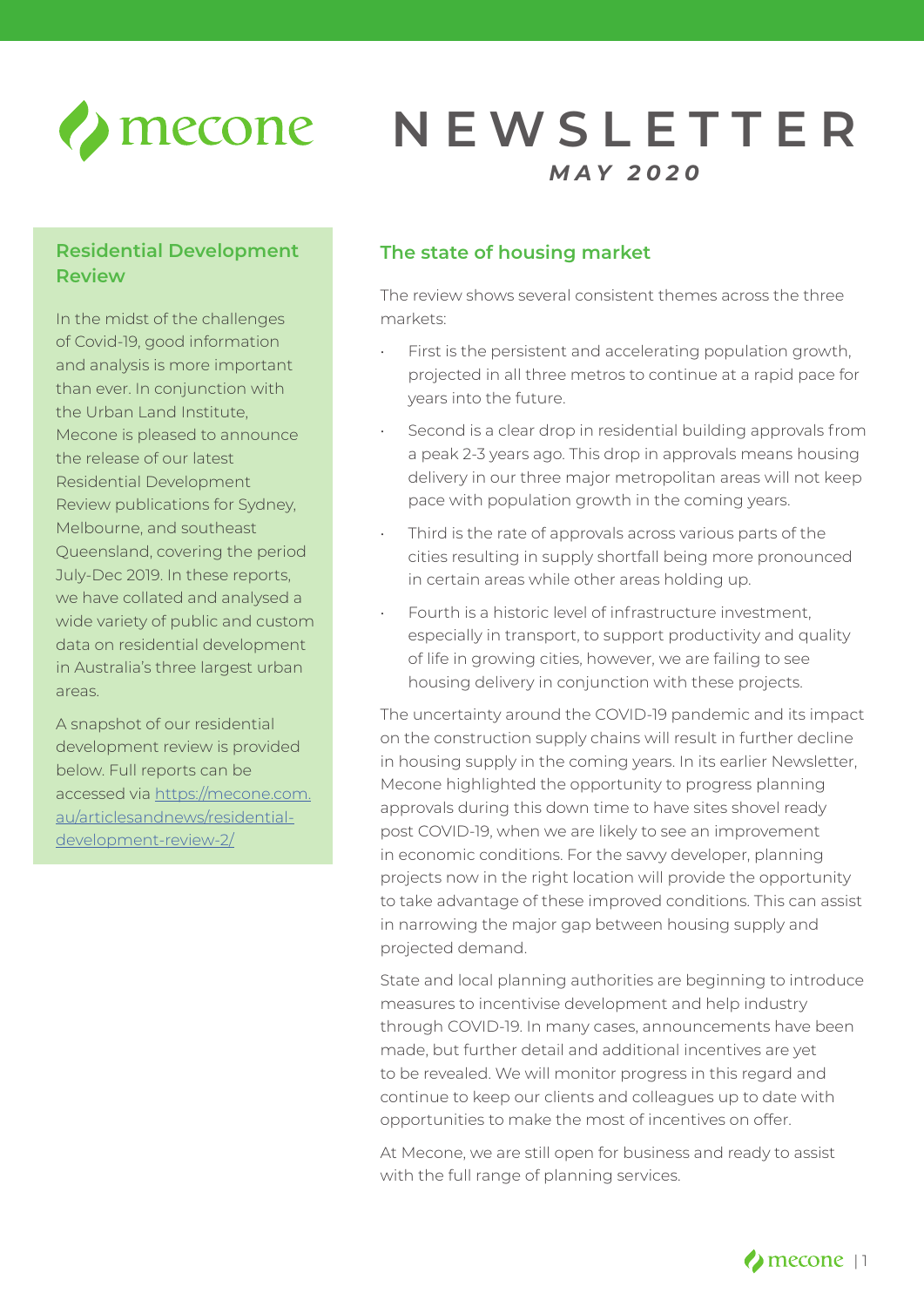# NEWSLETTER

*MAY 2020*

## Residential Development Review

In the midst of the challenges of Covid-19, good information and analysis is more important than ever. In conjunction with the Urban Land Institute, Mecone is pleased to announce the release of our latest Residential Development Review publications for Sydney, Melbourne, and southeast Queensland, covering the period July-Dec 2019. In these reports, we have collated and analysed a wide variety of public and custom data on residential development in Australia's three largest urban areas.

A snapshot of our residential development review is provided below. Full reports can be accessed via [https://mecone.com.au/articlesandnews/residential-development-review-2/](https://mecone.com.au/articlesandnews/residential-development-review-2/)

## The state of housing market

The review shows several consistent themes across the three markets:

- First is the persistent and accelerating population growth, projected in all three metros to continue at a rapid pace for years into the future.
- Second is a clear drop in residential building approvals from a peak 2-3 years ago. This drop in approvals means housing delivery in our three major metropolitan areas will not keep pace with population growth in the coming years.
- Third is the rate of approvals across various parts of the cities resulting in supply shortfall being more pronounced in certain areas while other areas holding up.
- Fourth is a historic level of infrastructure investment, especially in transport, to support productivity and quality of life in growing cities, however, we are failing to see housing delivery in conjunction with these projects.

The uncertainty around the COVID-19 pandemic and its impact on the construction supply chains will result in further decline in housing supply in the coming years. In its earlier Newsletter, Mecone highlighted the opportunity to progress planning approvals during this down time to have sites shovel ready post COVID-19, when we are likely to see an improvement in economic conditions. For the savvy developer, planning projects now in the right location will provide the opportunity to take advantage of these improved conditions. This can assist in narrowing the major gap between housing supply and projected demand.

State and local planning authorities are beginning to introduce measures to incentivise development and help industry through COVID-19. In many cases, announcements have been made, but further detail and additional incentives are yet to be revealed. We will monitor progress in this regard and continue to keep our clients and colleagues up to date with opportunities to make the most of incentives on offer.

At Mecone, we are still open for business and ready to assist with the full range of planning services.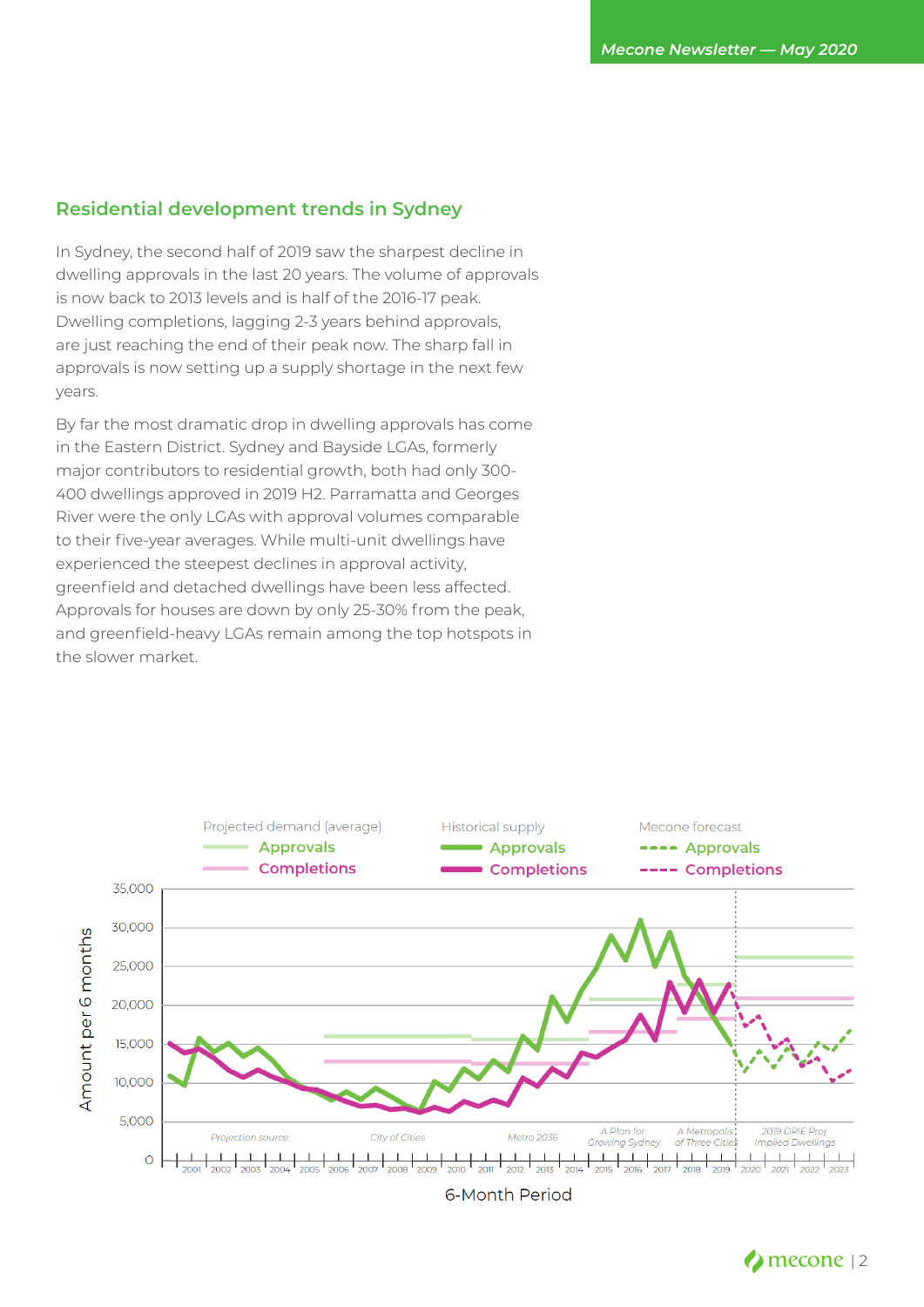## Residential development trends in Sydney

In Sydney, the second half of 2019 saw the sharpest decline in dwelling approvals in the last 20 years. The volume of approvals is now back to 2013 levels and is half of the 2016-17 peak. Dwelling completions, lagging 2-3 years behind approvals, are just reaching the end of their peak now. The sharp fall in approvals is now setting up a supply shortage in the next few years.

By far the most dramatic drop in dwelling approvals has come in the Eastern District. Sydney and Bayside LGAs, formerly major contributors to residential growth, both had only 300-400 dwellings approved in 2019 H2. Parramatta and Georges River were the only LGAs with approval volumes comparable to their five-year averages. While multi-unit dwellings have experienced the steepest declines in approval activity, greenfield and detached dwellings have been less affected. Approvals for houses are down by only 25-30% from the peak, and greenfield-heavy LGAs remain among the top hotspots in the slower market.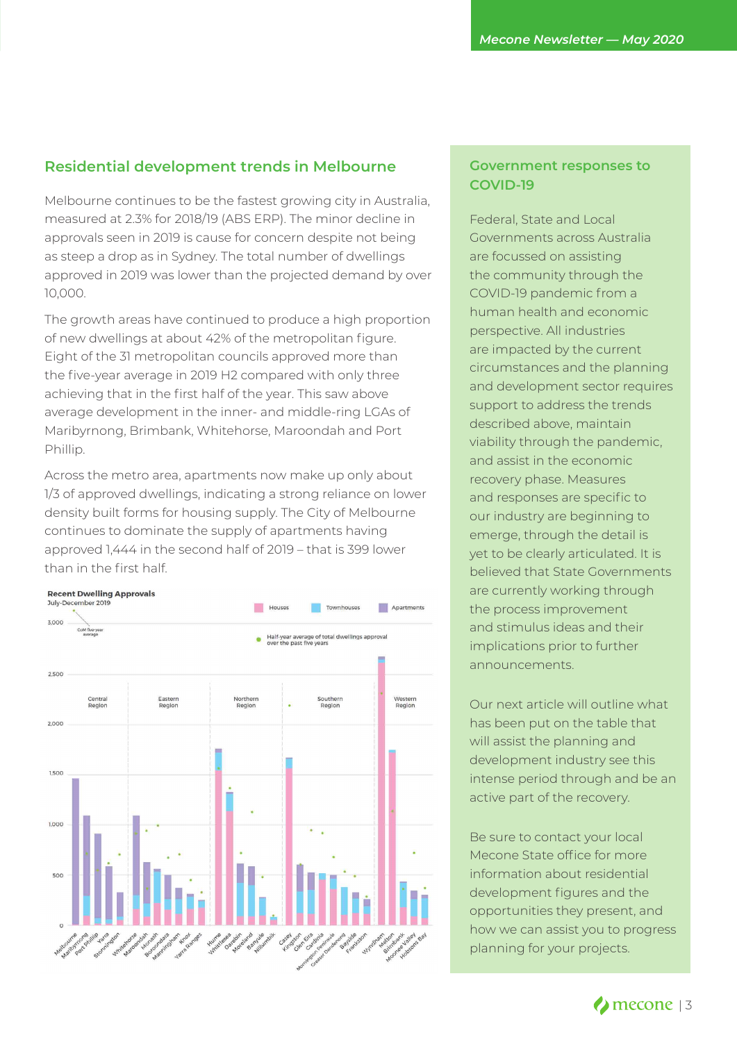## Residential development trends in Melbourne

Melbourne continues to be the fastest growing city in Australia, measured at 2.3% for 2018/19 (ABS ERP). The minor decline in approvals seen in 2019 is cause for concern despite not being as steep a drop as in Sydney. The total number of dwellings approved in 2019 was lower than the projected demand by over 10,000.

The growth areas have continued to produce a high proportion of new dwellings at about 42% of the metropolitan figure. Eight of the 31 metropolitan councils approved more than the five-year average in 2019 H2 compared with only three achieving that in the first half of the year. This saw above average development in the inner- and middle-ring LGAs of Maribyrnong, Brimbank, Whitehorse, Maroondah and Port Phillip.

Across the metro area, apartments now make up only about 1/3 of approved dwellings, indicating a strong reliance on lower density built forms for housing supply. The City of Melbourne continues to dominate the supply of apartments having approved 1,444 in the second half of 2019 – that is 399 lower than in the first half.

**Recent Dwelling Approvals**
July-December 2019

## Government responses to COVID-19

Federal, State and Local Governments across Australia are focussed on assisting the community through the COVID-19 pandemic from a human health and economic perspective. All industries are impacted by the current circumstances and the planning and development sector requires support to address the trends described above, maintain viability through the pandemic, and assist in the economic recovery phase. Measures and responses are specific to our industry are beginning to emerge, through the detail is yet to be clearly articulated. It is believed that State Governments are currently working through the process improvement and stimulus ideas and their implications prior to further announcements.

Our next article will outline what has been put on the table that will assist the planning and development industry see this intense period through and be an active part of the recovery.

Be sure to contact your local Mecone State office for more information about residential development figures and the opportunities they present, and how we can assist you to progress planning for your projects.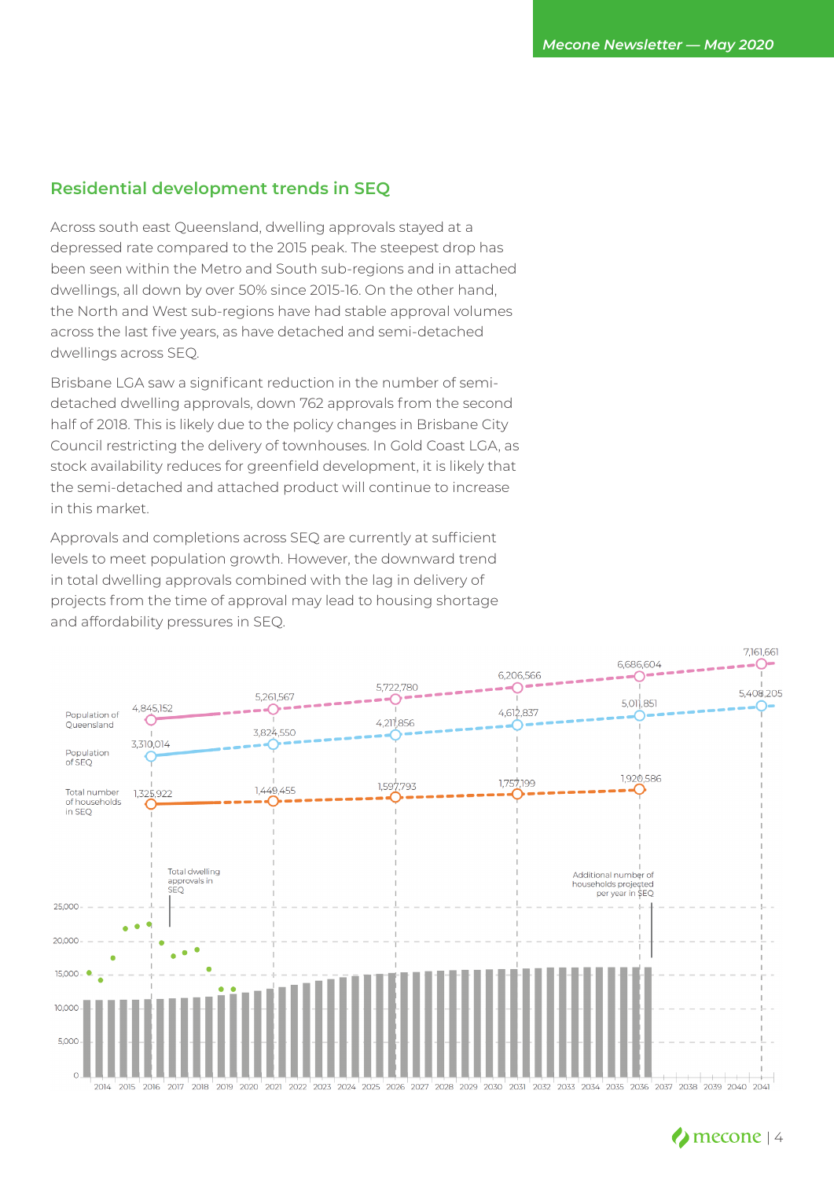## Residential development trends in SEQ

Across south east Queensland, dwelling approvals stayed at a depressed rate compared to the 2015 peak. The steepest drop has been seen within the Metro and South sub-regions and in attached dwellings, all down by over 50% since 2015-16. On the other hand, the North and West sub-regions have had stable approval volumes across the last five years, as have detached and semi-detached dwellings across SEQ.

Brisbane LGA saw a significant reduction in the number of semi-detached dwelling approvals, down 762 approvals from the second half of 2018. This is likely due to the policy changes in Brisbane City Council restricting the delivery of townhouses. In Gold Coast LGA, as stock availability reduces for greenfield development, it is likely that the semi-detached and attached product will continue to increase in this market.

Approvals and completions across SEQ are currently at sufficient levels to meet population growth. However, the downward trend in total dwelling approvals combined with the lag in delivery of projects from the time of approval may lead to housing shortage and affordability pressures in SEQ.

| | 2016 | 2021 | 2026 | 2031 | 2036 | 2041 |
|---|---|---|---|---|---|---|
| Population of Queensland | 4,845,152 | 5,261,567 | 5,722,780 | 6,206,566 | 6,686,604 | 7,161,661 |
| Population of SEQ | 3,310,014 | 3,824,550 | 4,217,856 | 4,612,837 | 5,011,851 | 5,408,205 |
| Total number of households in SEQ | 1,325,922 | 1,449,455 | 1,597,793 | 1,757,199 | 1,920,586 | |

Chart labels: Total dwelling approvals in SEQ; Additional number of households projected per year in SEQ. Y-axis: 0, 5,000, 10,000, 15,000, 20,000, 25,000. X-axis: 2014–2041.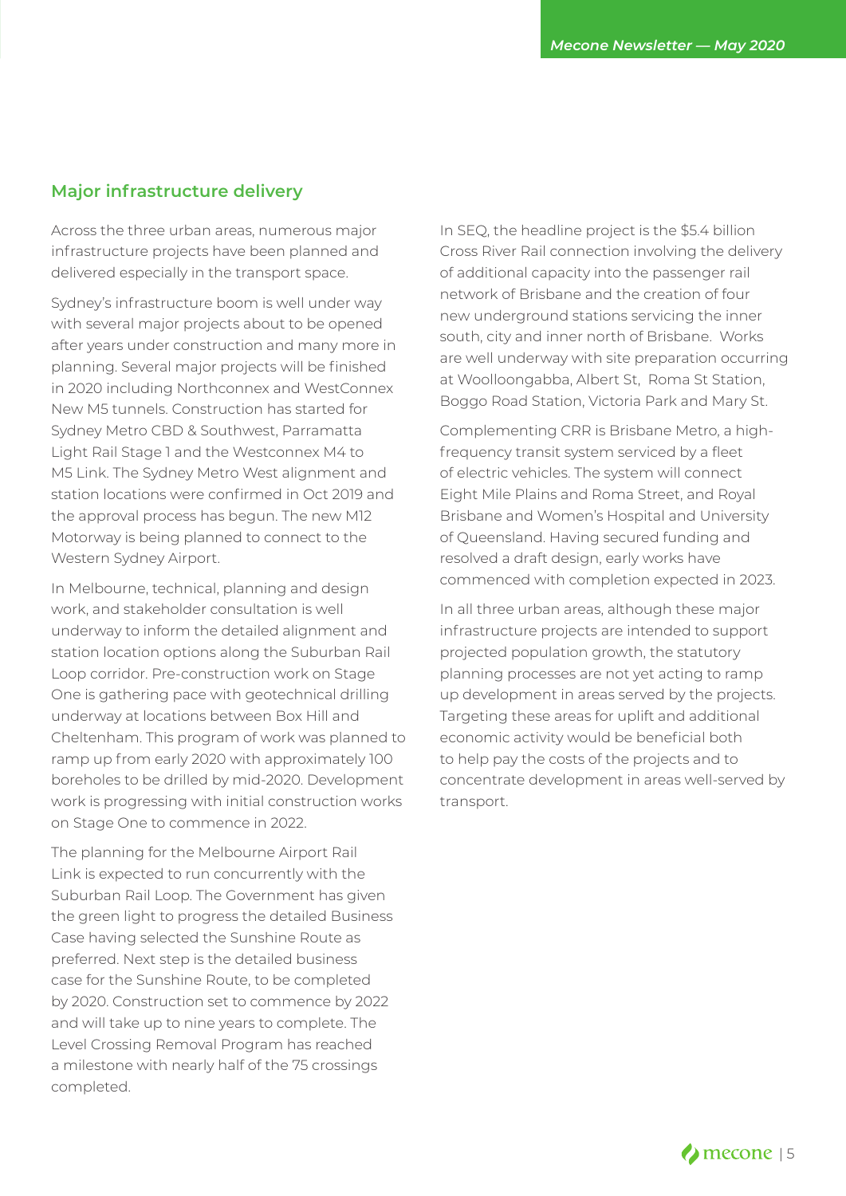## Major infrastructure delivery

Across the three urban areas, numerous major infrastructure projects have been planned and delivered especially in the transport space.

Sydney's infrastructure boom is well under way with several major projects about to be opened after years under construction and many more in planning. Several major projects will be finished in 2020 including Northconnex and WestConnex New M5 tunnels. Construction has started for Sydney Metro CBD & Southwest, Parramatta Light Rail Stage 1 and the Westconnex M4 to M5 Link. The Sydney Metro West alignment and station locations were confirmed in Oct 2019 and the approval process has begun. The new M12 Motorway is being planned to connect to the Western Sydney Airport.

In Melbourne, technical, planning and design work, and stakeholder consultation is well underway to inform the detailed alignment and station location options along the Suburban Rail Loop corridor. Pre-construction work on Stage One is gathering pace with geotechnical drilling underway at locations between Box Hill and Cheltenham. This program of work was planned to ramp up from early 2020 with approximately 100 boreholes to be drilled by mid-2020. Development work is progressing with initial construction works on Stage One to commence in 2022.

The planning for the Melbourne Airport Rail Link is expected to run concurrently with the Suburban Rail Loop. The Government has given the green light to progress the detailed Business Case having selected the Sunshine Route as preferred. Next step is the detailed business case for the Sunshine Route, to be completed by 2020. Construction set to commence by 2022 and will take up to nine years to complete. The Level Crossing Removal Program has reached a milestone with nearly half of the 75 crossings completed.

In SEQ, the headline project is the $5.4 billion Cross River Rail connection involving the delivery of additional capacity into the passenger rail network of Brisbane and the creation of four new underground stations servicing the inner south, city and inner north of Brisbane. Works are well underway with site preparation occurring at Woolloongabba, Albert St, Roma St Station, Boggo Road Station, Victoria Park and Mary St.

Complementing CRR is Brisbane Metro, a high-frequency transit system serviced by a fleet of electric vehicles. The system will connect Eight Mile Plains and Roma Street, and Royal Brisbane and Women's Hospital and University of Queensland. Having secured funding and resolved a draft design, early works have commenced with completion expected in 2023.

In all three urban areas, although these major infrastructure projects are intended to support projected population growth, the statutory planning processes are not yet acting to ramp up development in areas served by the projects. Targeting these areas for uplift and additional economic activity would be beneficial both to help pay the costs of the projects and to concentrate development in areas well-served by transport.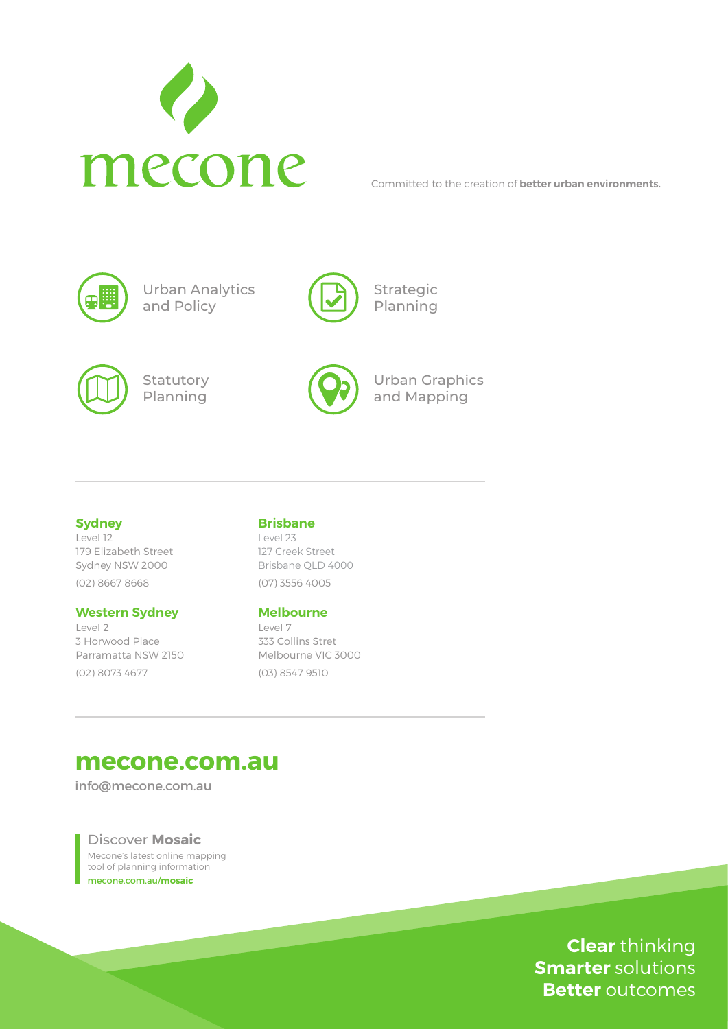# mecone

Committed to the creation of **better urban environments.**

Urban Analytics and Policy

Strategic Planning

Statutory Planning

Urban Graphics and Mapping

**Sydney**
Level 12
179 Elizabeth Street
Sydney NSW 2000
(02) 8667 8668

**Brisbane**
Level 23
127 Creek Street
Brisbane QLD 4000
(07) 3556 4005

**Western Sydney**
Level 2
3 Horwood Place
Parramatta NSW 2150
(02) 8073 4677

**Melbourne**
Level 7
333 Collins Stret
Melbourne VIC 3000
(03) 8547 9510

## mecone.com.au

info@mecone.com.au

Discover **Mosaic**
Mecone's latest online mapping tool of planning information
mecone.com.au/**mosaic**

**Clear** thinking
**Smarter** solutions
**Better** outcomes